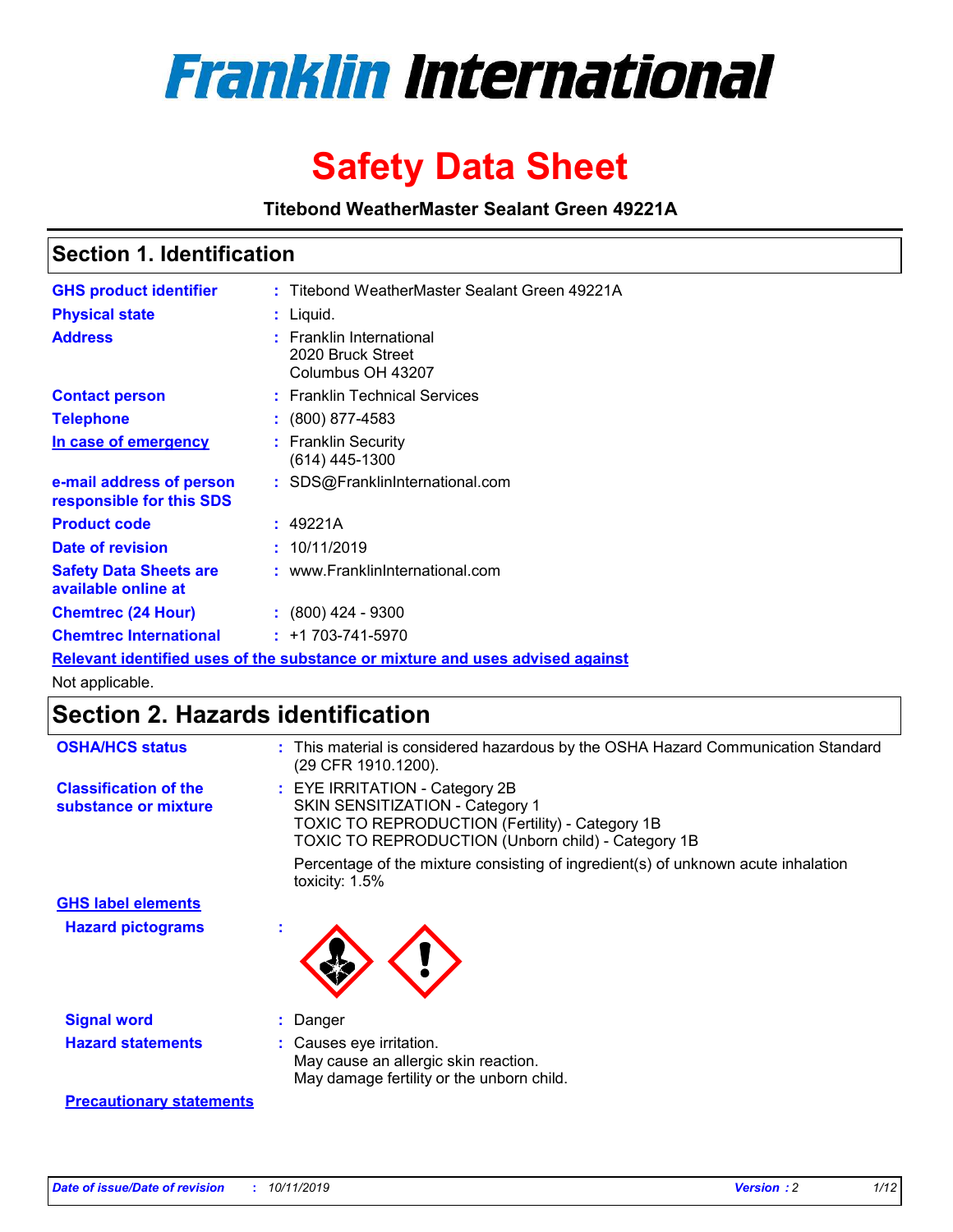# Franklin International

# Safety Data Sheet

**Titebond WeatherMaster Sealant Green 49221A**

## Section 1. Identification

| | | |
|---|---|---|
| **GHS product identifier** | : | Titebond WeatherMaster Sealant Green 49221A |
| **Physical state** | : | Liquid. |
| **Address** | : | Franklin International<br>2020 Bruck Street<br>Columbus OH 43207 |
| **Contact person** | : | Franklin Technical Services |
| **Telephone** | : | (800) 877-4583 |
| **In case of emergency** | : | Franklin Security<br>(614) 445-1300 |
| **e-mail address of person responsible for this SDS** | : | SDS@FranklinInternational.com |
| **Product code** | : | 49221A |
| **Date of revision** | : | 10/11/2019 |
| **Safety Data Sheets are available online at** | : | www.FranklinInternational.com |
| **Chemtrec (24 Hour)** | : | (800) 424 - 9300 |
| **Chemtrec International** | : | +1 703-741-5970 |

**Relevant identified uses of the substance or mixture and uses advised against**

Not applicable.

## Section 2. Hazards identification

**OSHA/HCS status** : This material is considered hazardous by the OSHA Hazard Communication Standard (29 CFR 1910.1200).

**Classification of the substance or mixture** : EYE IRRITATION - Category 2B
SKIN SENSITIZATION - Category 1
TOXIC TO REPRODUCTION (Fertility) - Category 1B
TOXIC TO REPRODUCTION (Unborn child) - Category 1B

Percentage of the mixture consisting of ingredient(s) of unknown acute inhalation toxicity: 1.5%

**GHS label elements**

**Hazard pictograms** :

**Signal word** : Danger

**Hazard statements** : Causes eye irritation.
May cause an allergic skin reaction.
May damage fertility or the unborn child.

**Precautionary statements**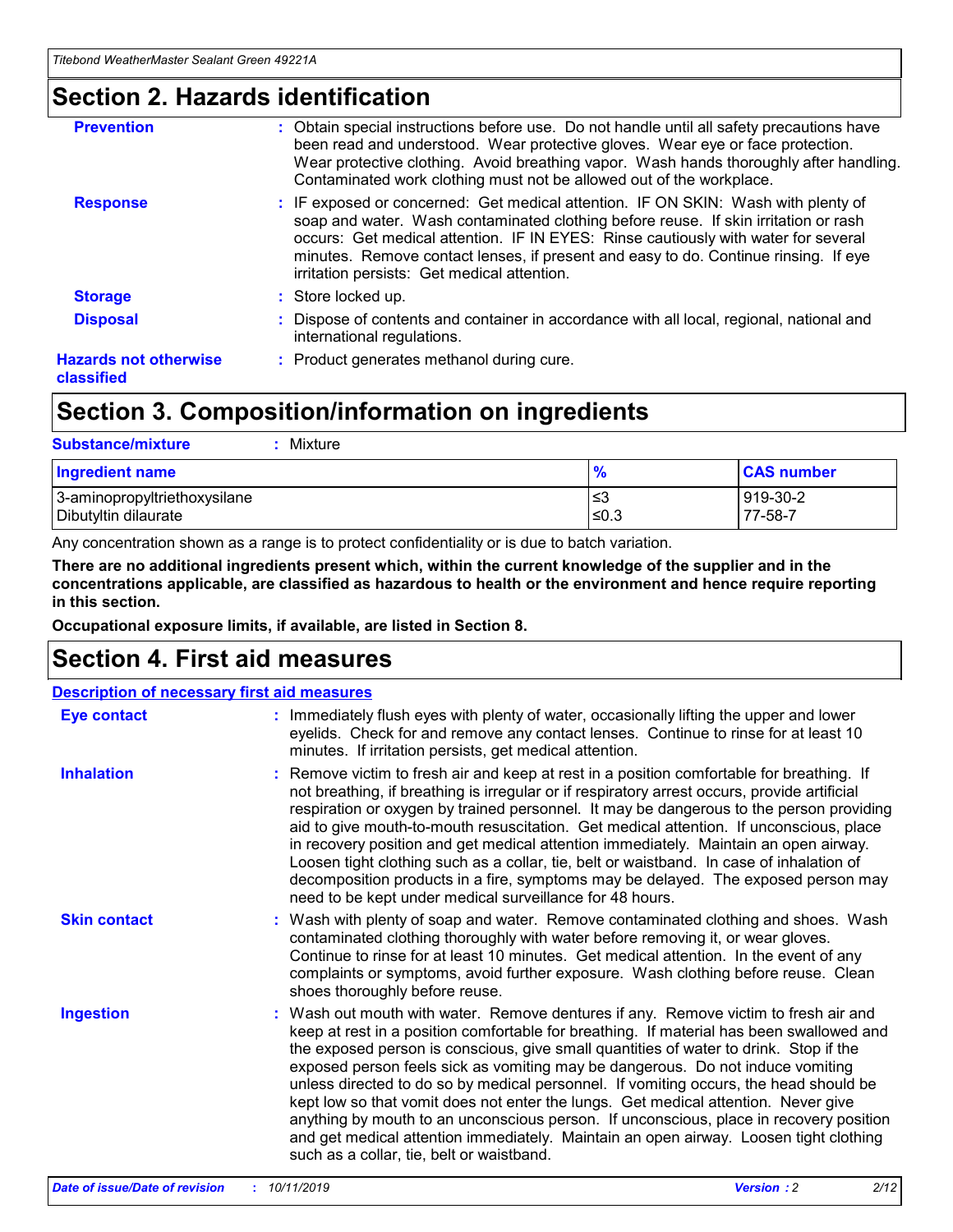## Section 2. Hazards identification

**Prevention** : Obtain special instructions before use. Do not handle until all safety precautions have been read and understood. Wear protective gloves. Wear eye or face protection. Wear protective clothing. Avoid breathing vapor. Wash hands thoroughly after handling. Contaminated work clothing must not be allowed out of the workplace.

**Response** : IF exposed or concerned: Get medical attention. IF ON SKIN: Wash with plenty of soap and water. Wash contaminated clothing before reuse. If skin irritation or rash occurs: Get medical attention. IF IN EYES: Rinse cautiously with water for several minutes. Remove contact lenses, if present and easy to do. Continue rinsing. If eye irritation persists: Get medical attention.

**Storage** : Store locked up.

**Disposal** : Dispose of contents and container in accordance with all local, regional, national and international regulations.

**Hazards not otherwise classified** : Product generates methanol during cure.

## Section 3. Composition/information on ingredients

**Substance/mixture** : Mixture

| Ingredient name | % | CAS number |
|---|---|---|
| 3-aminopropyltriethoxysilane | ≤3 | 919-30-2 |
| Dibutyltin dilaurate | ≤0.3 | 77-58-7 |

Any concentration shown as a range is to protect confidentiality or is due to batch variation.

**There are no additional ingredients present which, within the current knowledge of the supplier and in the concentrations applicable, are classified as hazardous to health or the environment and hence require reporting in this section.**

**Occupational exposure limits, if available, are listed in Section 8.**

## Section 4. First aid measures

**Description of necessary first aid measures**

**Eye contact** : Immediately flush eyes with plenty of water, occasionally lifting the upper and lower eyelids. Check for and remove any contact lenses. Continue to rinse for at least 10 minutes. If irritation persists, get medical attention.

**Inhalation** : Remove victim to fresh air and keep at rest in a position comfortable for breathing. If not breathing, if breathing is irregular or if respiratory arrest occurs, provide artificial respiration or oxygen by trained personnel. It may be dangerous to the person providing aid to give mouth-to-mouth resuscitation. Get medical attention. If unconscious, place in recovery position and get medical attention immediately. Maintain an open airway. Loosen tight clothing such as a collar, tie, belt or waistband. In case of inhalation of decomposition products in a fire, symptoms may be delayed. The exposed person may need to be kept under medical surveillance for 48 hours.

**Skin contact** : Wash with plenty of soap and water. Remove contaminated clothing and shoes. Wash contaminated clothing thoroughly with water before removing it, or wear gloves. Continue to rinse for at least 10 minutes. Get medical attention. In the event of any complaints or symptoms, avoid further exposure. Wash clothing before reuse. Clean shoes thoroughly before reuse.

**Ingestion** : Wash out mouth with water. Remove dentures if any. Remove victim to fresh air and keep at rest in a position comfortable for breathing. If material has been swallowed and the exposed person is conscious, give small quantities of water to drink. Stop if the exposed person feels sick as vomiting may be dangerous. Do not induce vomiting unless directed to do so by medical personnel. If vomiting occurs, the head should be kept low so that vomit does not enter the lungs. Get medical attention. Never give anything by mouth to an unconscious person. If unconscious, place in recovery position and get medical attention immediately. Maintain an open airway. Loosen tight clothing such as a collar, tie, belt or waistband.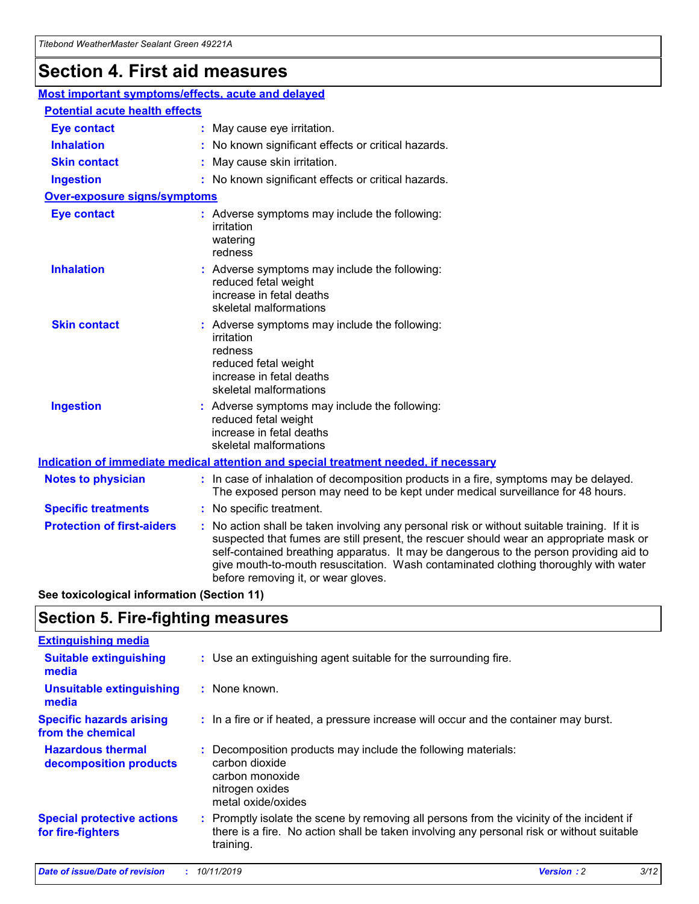# Section 4. First aid measures

## Most important symptoms/effects, acute and delayed

### Potential acute health effects

**Eye contact** : May cause eye irritation.

**Inhalation** : No known significant effects or critical hazards.

**Skin contact** : May cause skin irritation.

**Ingestion** : No known significant effects or critical hazards.

### Over-exposure signs/symptoms

**Eye contact** : Adverse symptoms may include the following:
irritation
watering
redness

**Inhalation** : Adverse symptoms may include the following:
reduced fetal weight
increase in fetal deaths
skeletal malformations

**Skin contact** : Adverse symptoms may include the following:
irritation
redness
reduced fetal weight
increase in fetal deaths
skeletal malformations

**Ingestion** : Adverse symptoms may include the following:
reduced fetal weight
increase in fetal deaths
skeletal malformations

## Indication of immediate medical attention and special treatment needed, if necessary

**Notes to physician** : In case of inhalation of decomposition products in a fire, symptoms may be delayed. The exposed person may need to be kept under medical surveillance for 48 hours.

**Specific treatments** : No specific treatment.

**Protection of first-aiders** : No action shall be taken involving any personal risk or without suitable training. If it is suspected that fumes are still present, the rescuer should wear an appropriate mask or self-contained breathing apparatus. It may be dangerous to the person providing aid to give mouth-to-mouth resuscitation. Wash contaminated clothing thoroughly with water before removing it, or wear gloves.

**See toxicological information (Section 11)**

# Section 5. Fire-fighting measures

## Extinguishing media

**Suitable extinguishing media** : Use an extinguishing agent suitable for the surrounding fire.

**Unsuitable extinguishing media** : None known.

**Specific hazards arising from the chemical** : In a fire or if heated, a pressure increase will occur and the container may burst.

**Hazardous thermal decomposition products** : Decomposition products may include the following materials:
carbon dioxide
carbon monoxide
nitrogen oxides
metal oxide/oxides

**Special protective actions for fire-fighters** : Promptly isolate the scene by removing all persons from the vicinity of the incident if there is a fire. No action shall be taken involving any personal risk or without suitable training.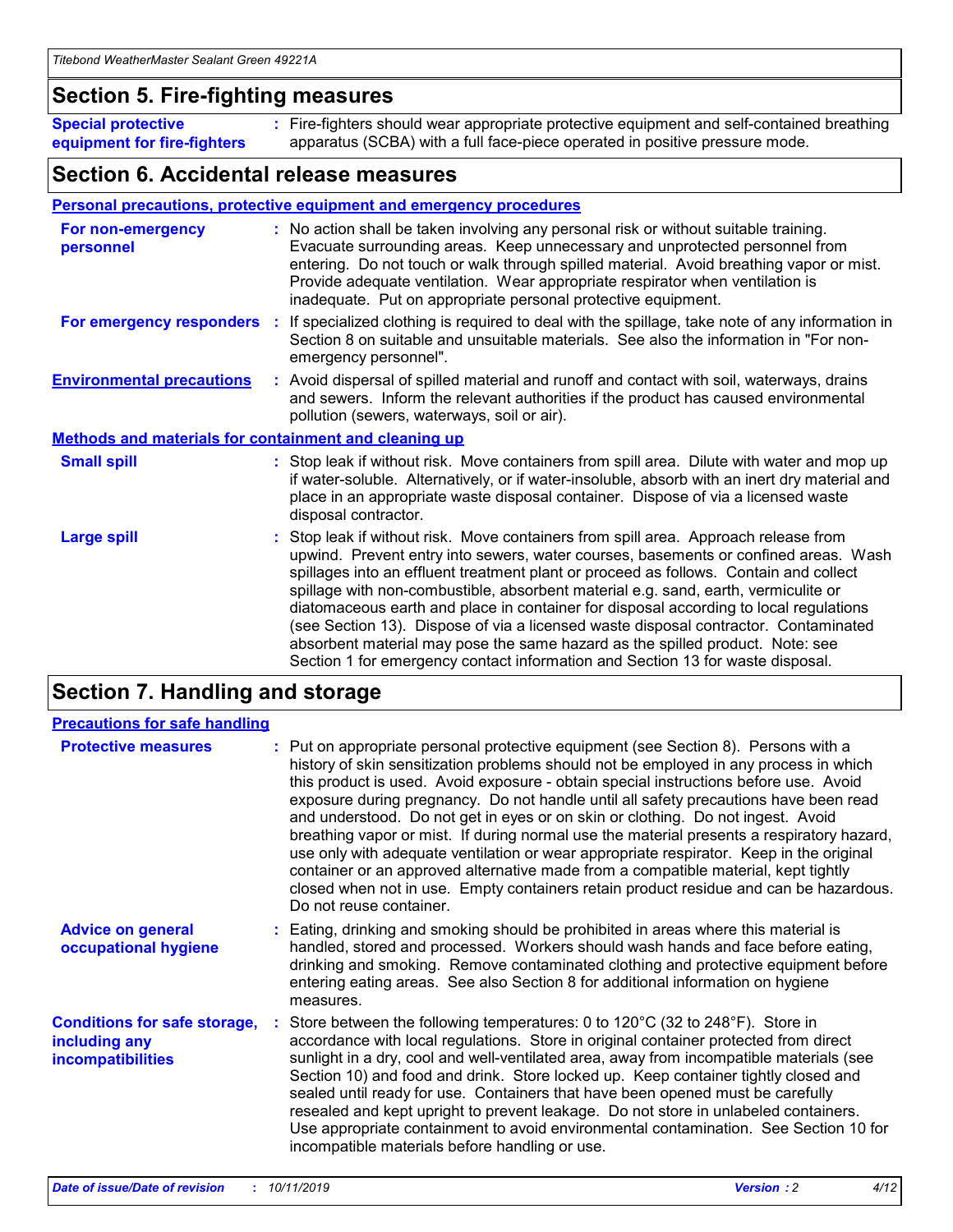## Section 5. Fire-fighting measures

**Special protective equipment for fire-fighters** : Fire-fighters should wear appropriate protective equipment and self-contained breathing apparatus (SCBA) with a full face-piece operated in positive pressure mode.

## Section 6. Accidental release measures

**Personal precautions, protective equipment and emergency procedures**

**For non-emergency personnel** : No action shall be taken involving any personal risk or without suitable training. Evacuate surrounding areas. Keep unnecessary and unprotected personnel from entering. Do not touch or walk through spilled material. Avoid breathing vapor or mist. Provide adequate ventilation. Wear appropriate respirator when ventilation is inadequate. Put on appropriate personal protective equipment.

**For emergency responders** : If specialized clothing is required to deal with the spillage, take note of any information in Section 8 on suitable and unsuitable materials. See also the information in "For non-emergency personnel".

**Environmental precautions** : Avoid dispersal of spilled material and runoff and contact with soil, waterways, drains and sewers. Inform the relevant authorities if the product has caused environmental pollution (sewers, waterways, soil or air).

**Methods and materials for containment and cleaning up**

**Small spill** : Stop leak if without risk. Move containers from spill area. Dilute with water and mop up if water-soluble. Alternatively, or if water-insoluble, absorb with an inert dry material and place in an appropriate waste disposal container. Dispose of via a licensed waste disposal contractor.

**Large spill** : Stop leak if without risk. Move containers from spill area. Approach release from upwind. Prevent entry into sewers, water courses, basements or confined areas. Wash spillages into an effluent treatment plant or proceed as follows. Contain and collect spillage with non-combustible, absorbent material e.g. sand, earth, vermiculite or diatomaceous earth and place in container for disposal according to local regulations (see Section 13). Dispose of via a licensed waste disposal contractor. Contaminated absorbent material may pose the same hazard as the spilled product. Note: see Section 1 for emergency contact information and Section 13 for waste disposal.

## Section 7. Handling and storage

**Precautions for safe handling**

**Protective measures** : Put on appropriate personal protective equipment (see Section 8). Persons with a history of skin sensitization problems should not be employed in any process in which this product is used. Avoid exposure - obtain special instructions before use. Avoid exposure during pregnancy. Do not handle until all safety precautions have been read and understood. Do not get in eyes or on skin or clothing. Do not ingest. Avoid breathing vapor or mist. If during normal use the material presents a respiratory hazard, use only with adequate ventilation or wear appropriate respirator. Keep in the original container or an approved alternative made from a compatible material, kept tightly closed when not in use. Empty containers retain product residue and can be hazardous. Do not reuse container.

**Advice on general occupational hygiene** : Eating, drinking and smoking should be prohibited in areas where this material is handled, stored and processed. Workers should wash hands and face before eating, drinking and smoking. Remove contaminated clothing and protective equipment before entering eating areas. See also Section 8 for additional information on hygiene measures.

**Conditions for safe storage, including any incompatibilities** : Store between the following temperatures: 0 to 120°C (32 to 248°F). Store in accordance with local regulations. Store in original container protected from direct sunlight in a dry, cool and well-ventilated area, away from incompatible materials (see Section 10) and food and drink. Store locked up. Keep container tightly closed and sealed until ready for use. Containers that have been opened must be carefully resealed and kept upright to prevent leakage. Do not store in unlabeled containers. Use appropriate containment to avoid environmental contamination. See Section 10 for incompatible materials before handling or use.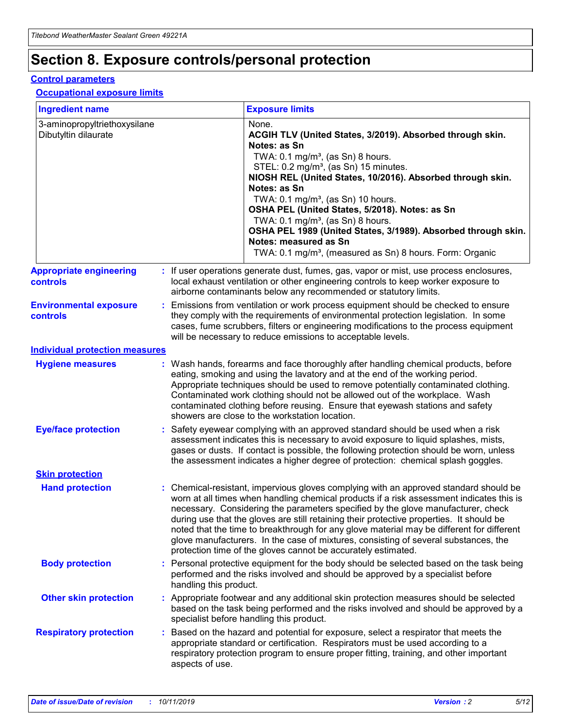# Section 8. Exposure controls/personal protection

## Control parameters

### Occupational exposure limits

| Ingredient name | Exposure limits |
| --- | --- |
| 3-aminopropyltriethoxysilane<br>Dibutyltin dilaurate | None.<br>**ACGIH TLV (United States, 3/2019). Absorbed through skin. Notes: as Sn**<br>TWA: 0.1 mg/m³, (as Sn) 8 hours.<br>STEL: 0.2 mg/m³, (as Sn) 15 minutes.<br>**NIOSH REL (United States, 10/2016). Absorbed through skin. Notes: as Sn**<br>TWA: 0.1 mg/m³, (as Sn) 10 hours.<br>**OSHA PEL (United States, 5/2018). Notes: as Sn**<br>TWA: 0.1 mg/m³, (as Sn) 8 hours.<br>**OSHA PEL 1989 (United States, 3/1989). Absorbed through skin. Notes: measured as Sn**<br>TWA: 0.1 mg/m³, (measured as Sn) 8 hours. Form: Organic |

**Appropriate engineering controls** : If user operations generate dust, fumes, gas, vapor or mist, use process enclosures, local exhaust ventilation or other engineering controls to keep worker exposure to airborne contaminants below any recommended or statutory limits.

**Environmental exposure controls** : Emissions from ventilation or work process equipment should be checked to ensure they comply with the requirements of environmental protection legislation. In some cases, fume scrubbers, filters or engineering modifications to the process equipment will be necessary to reduce emissions to acceptable levels.

## Individual protection measures

**Hygiene measures** : Wash hands, forearms and face thoroughly after handling chemical products, before eating, smoking and using the lavatory and at the end of the working period. Appropriate techniques should be used to remove potentially contaminated clothing. Contaminated work clothing should not be allowed out of the workplace. Wash contaminated clothing before reusing. Ensure that eyewash stations and safety showers are close to the workstation location.

**Eye/face protection** : Safety eyewear complying with an approved standard should be used when a risk assessment indicates this is necessary to avoid exposure to liquid splashes, mists, gases or dusts. If contact is possible, the following protection should be worn, unless the assessment indicates a higher degree of protection: chemical splash goggles.

### Skin protection

**Hand protection** : Chemical-resistant, impervious gloves complying with an approved standard should be worn at all times when handling chemical products if a risk assessment indicates this is necessary. Considering the parameters specified by the glove manufacturer, check during use that the gloves are still retaining their protective properties. It should be noted that the time to breakthrough for any glove material may be different for different glove manufacturers. In the case of mixtures, consisting of several substances, the protection time of the gloves cannot be accurately estimated.

**Body protection** : Personal protective equipment for the body should be selected based on the task being performed and the risks involved and should be approved by a specialist before handling this product.

**Other skin protection** : Appropriate footwear and any additional skin protection measures should be selected based on the task being performed and the risks involved and should be approved by a specialist before handling this product.

**Respiratory protection** : Based on the hazard and potential for exposure, select a respirator that meets the appropriate standard or certification. Respirators must be used according to a respiratory protection program to ensure proper fitting, training, and other important aspects of use.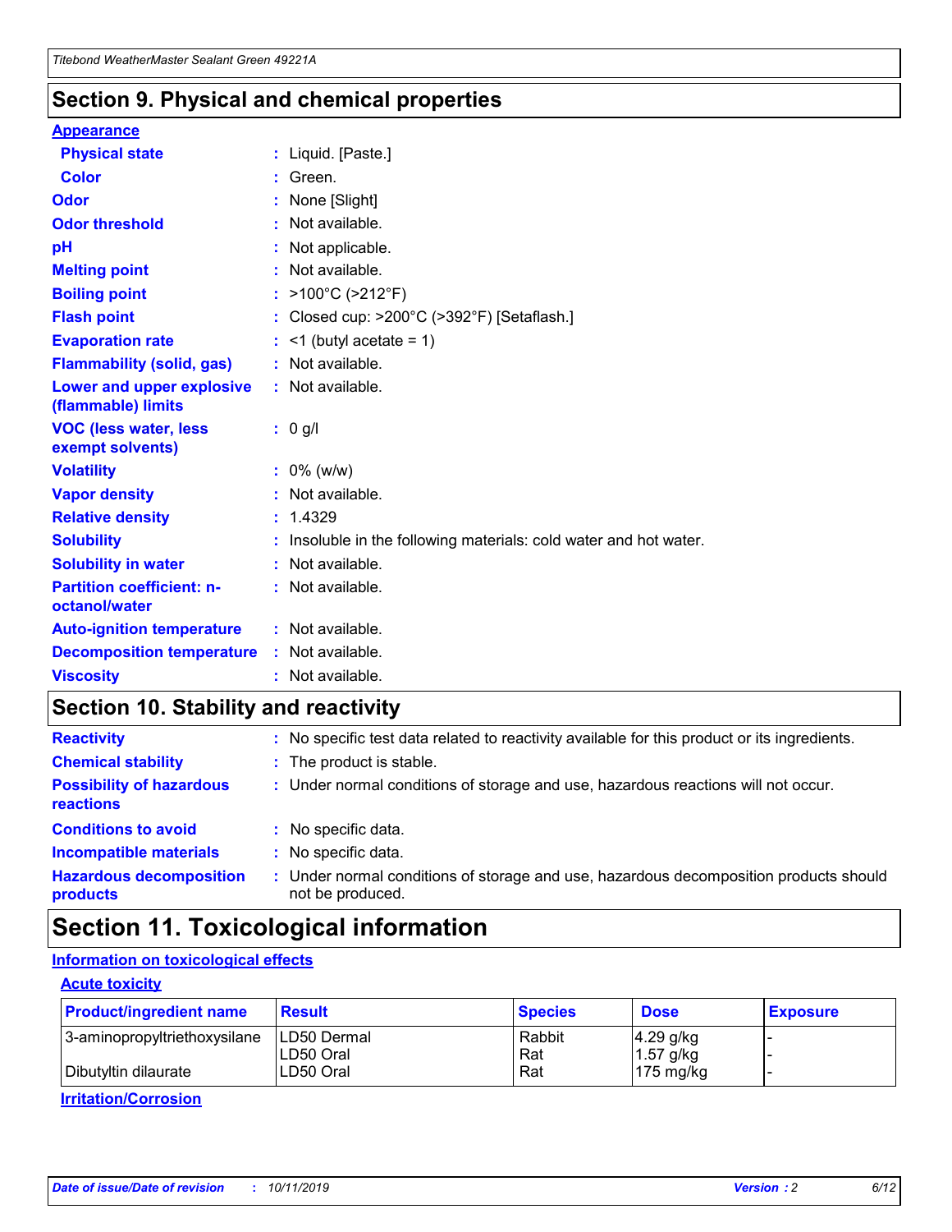## Section 9. Physical and chemical properties

### Appearance

| | |
|---|---|
| **Physical state** | : Liquid. [Paste.] |
| **Color** | : Green. |
| **Odor** | : None [Slight] |
| **Odor threshold** | : Not available. |
| **pH** | : Not applicable. |
| **Melting point** | : Not available. |
| **Boiling point** | : >100°C (>212°F) |
| **Flash point** | : Closed cup: >200°C (>392°F) [Setaflash.] |
| **Evaporation rate** | : <1 (butyl acetate = 1) |
| **Flammability (solid, gas)** | : Not available. |
| **Lower and upper explosive (flammable) limits** | : Not available. |
| **VOC (less water, less exempt solvents)** | : 0 g/l |
| **Volatility** | : 0% (w/w) |
| **Vapor density** | : Not available. |
| **Relative density** | : 1.4329 |
| **Solubility** | : Insoluble in the following materials: cold water and hot water. |
| **Solubility in water** | : Not available. |
| **Partition coefficient: n-octanol/water** | : Not available. |
| **Auto-ignition temperature** | : Not available. |
| **Decomposition temperature** | : Not available. |
| **Viscosity** | : Not available. |

## Section 10. Stability and reactivity

| | |
|---|---|
| **Reactivity** | : No specific test data related to reactivity available for this product or its ingredients. |
| **Chemical stability** | : The product is stable. |
| **Possibility of hazardous reactions** | : Under normal conditions of storage and use, hazardous reactions will not occur. |
| **Conditions to avoid** | : No specific data. |
| **Incompatible materials** | : No specific data. |
| **Hazardous decomposition products** | : Under normal conditions of storage and use, hazardous decomposition products should not be produced. |

## Section 11. Toxicological information

### Information on toxicological effects

#### Acute toxicity

| Product/ingredient name | Result | Species | Dose | Exposure |
|---|---|---|---|---|
| 3-aminopropyltriethoxysilane | LD50 Dermal | Rabbit | 4.29 g/kg | - |
| | LD50 Oral | Rat | 1.57 g/kg | - |
| Dibutyltin dilaurate | LD50 Oral | Rat | 175 mg/kg | - |

#### Irritation/Corrosion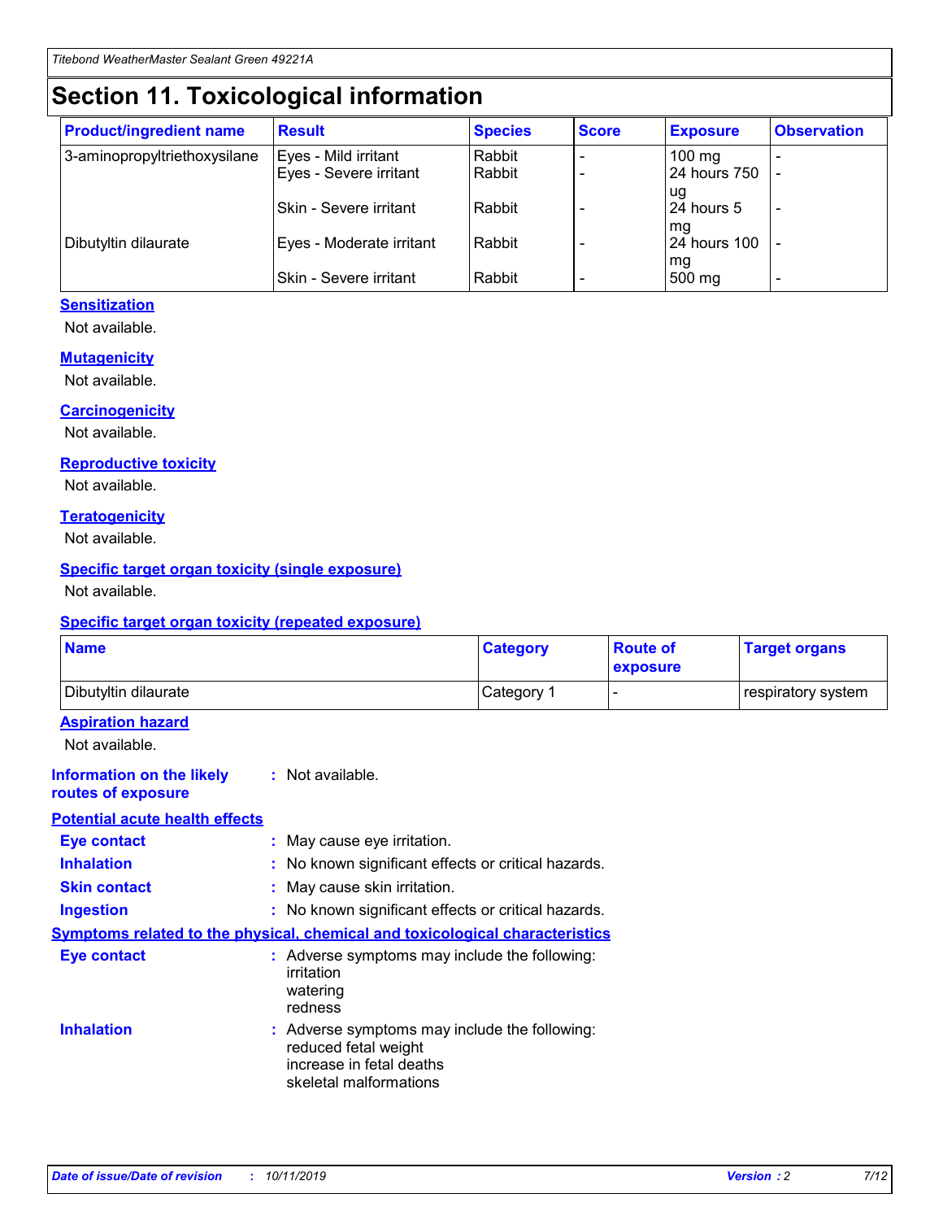# Section 11. Toxicological information

| Product/ingredient name | Result | Species | Score | Exposure | Observation |
| --- | --- | --- | --- | --- | --- |
| 3-aminopropyltriethoxysilane | Eyes - Mild irritant | Rabbit | - | 100 mg | - |
| | Eyes - Severe irritant | Rabbit | - | 24 hours 750 ug | - |
| | Skin - Severe irritant | Rabbit | - | 24 hours 5 mg | - |
| Dibutyltin dilaurate | Eyes - Moderate irritant | Rabbit | - | 24 hours 100 mg | - |
| | Skin - Severe irritant | Rabbit | - | 500 mg | - |

### Sensitization

Not available.

### Mutagenicity

Not available.

### Carcinogenicity

Not available.

### Reproductive toxicity

Not available.

### Teratogenicity

Not available.

### Specific target organ toxicity (single exposure)

Not available.

### Specific target organ toxicity (repeated exposure)

| Name | Category | Route of exposure | Target organs |
| --- | --- | --- | --- |
| Dibutyltin dilaurate | Category 1 | - | respiratory system |

### Aspiration hazard

Not available.

**Information on the likely routes of exposure** : Not available.

### Potential acute health effects

**Eye contact** : May cause eye irritation.

**Inhalation** : No known significant effects or critical hazards.

**Skin contact** : May cause skin irritation.

**Ingestion** : No known significant effects or critical hazards.

### Symptoms related to the physical, chemical and toxicological characteristics

**Eye contact** : Adverse symptoms may include the following:
irritation
watering
redness

**Inhalation** : Adverse symptoms may include the following:
reduced fetal weight
increase in fetal deaths
skeletal malformations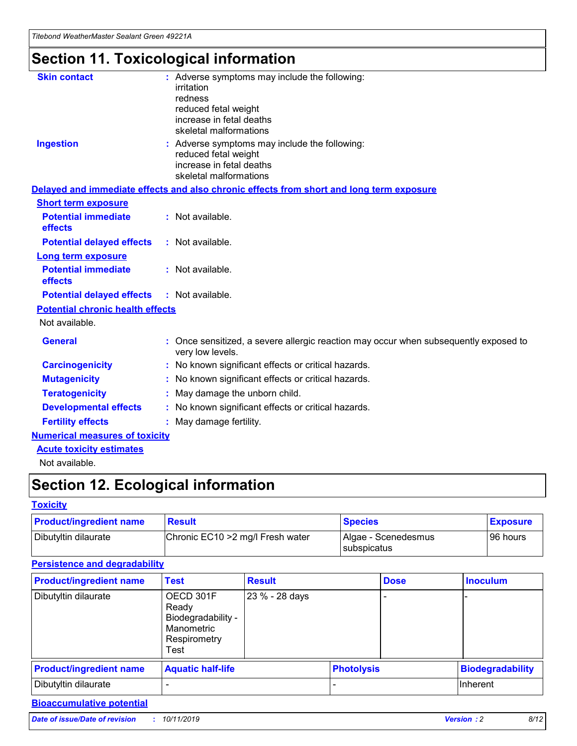# Section 11. Toxicological information

**Skin contact** : Adverse symptoms may include the following:
irritation
redness
reduced fetal weight
increase in fetal deaths
skeletal malformations

**Ingestion** : Adverse symptoms may include the following:
reduced fetal weight
increase in fetal deaths
skeletal malformations

**Delayed and immediate effects and also chronic effects from short and long term exposure**

**Short term exposure**

**Potential immediate effects** : Not available.

**Potential delayed effects** : Not available.

**Long term exposure**

**Potential immediate effects** : Not available.

**Potential delayed effects** : Not available.

**Potential chronic health effects**

Not available.

**General** : Once sensitized, a severe allergic reaction may occur when subsequently exposed to very low levels.

**Carcinogenicity** : No known significant effects or critical hazards.

**Mutagenicity** : No known significant effects or critical hazards.

**Teratogenicity** : May damage the unborn child.

**Developmental effects** : No known significant effects or critical hazards.

**Fertility effects** : May damage fertility.

**Numerical measures of toxicity**

**Acute toxicity estimates**

Not available.

# Section 12. Ecological information

**Toxicity**

| Product/ingredient name | Result | Species | Exposure |
|---|---|---|---|
| Dibutyltin dilaurate | Chronic EC10 >2 mg/l Fresh water | Algae - Scenedesmus subspicatus | 96 hours |

**Persistence and degradability**

| Product/ingredient name | Test | Result | Dose | Inoculum |
|---|---|---|---|---|
| Dibutyltin dilaurate | OECD 301F Ready Biodegradability - Manometric Respirometry Test | 23 % - 28 days | - | - |

| Product/ingredient name | Aquatic half-life | Photolysis | Biodegradability |
|---|---|---|---|
| Dibutyltin dilaurate | - | - | Inherent |

**Bioaccumulative potential**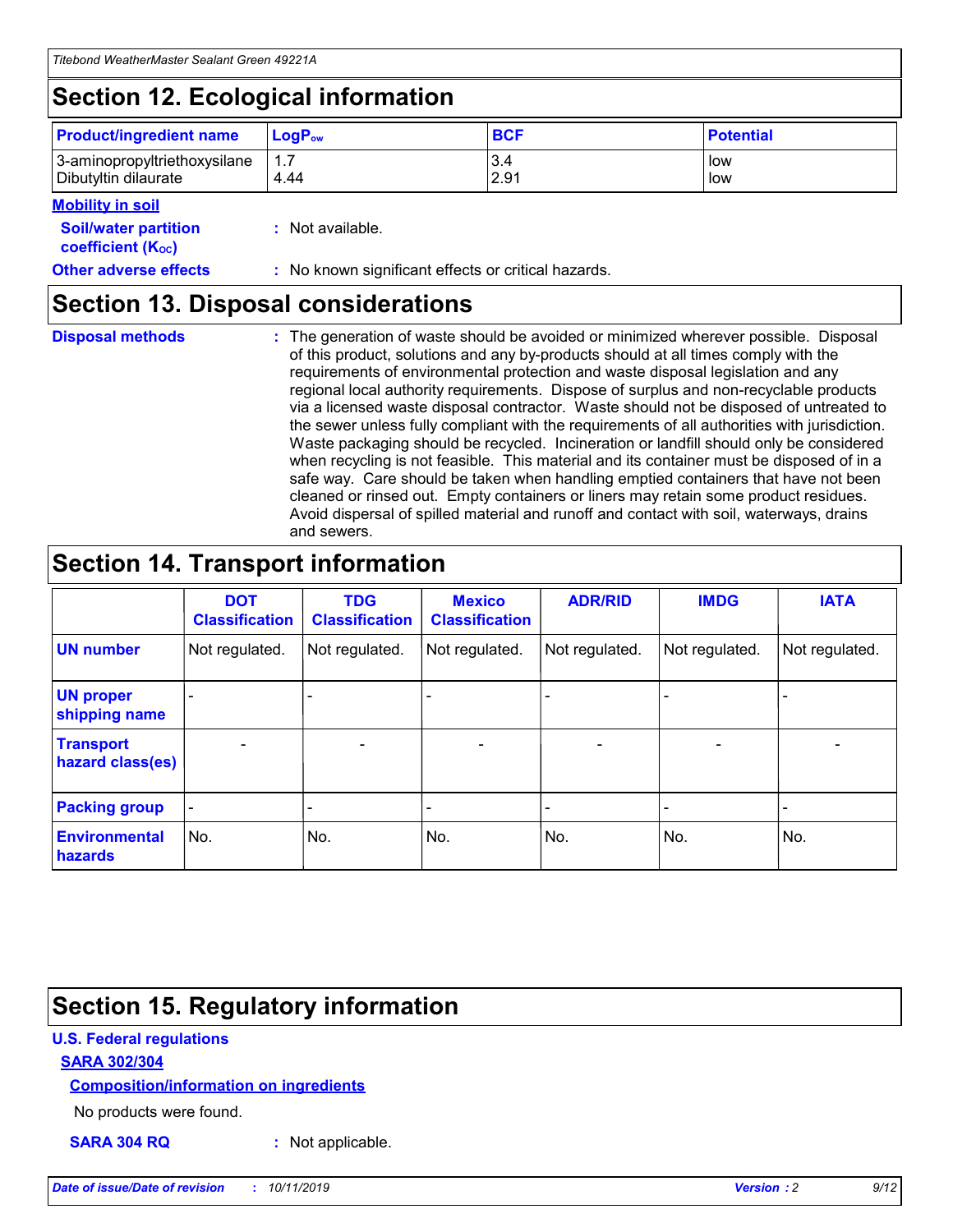## Section 12. Ecological information

| Product/ingredient name | $LogP_{ow}$ | BCF | Potential |
|---|---|---|---|
| 3-aminopropyltriethoxysilane | 1.7 | 3.4 | low |
| Dibutyltin dilaurate | 4.44 | 2.91 | low |

**Mobility in soil**

**Soil/water partition coefficient ($K_{OC}$)** : Not available.

**Other adverse effects** : No known significant effects or critical hazards.

## Section 13. Disposal considerations

**Disposal methods** : The generation of waste should be avoided or minimized wherever possible. Disposal of this product, solutions and any by-products should at all times comply with the requirements of environmental protection and waste disposal legislation and any regional local authority requirements. Dispose of surplus and non-recyclable products via a licensed waste disposal contractor. Waste should not be disposed of untreated to the sewer unless fully compliant with the requirements of all authorities with jurisdiction. Waste packaging should be recycled. Incineration or landfill should only be considered when recycling is not feasible. This material and its container must be disposed of in a safe way. Care should be taken when handling emptied containers that have not been cleaned or rinsed out. Empty containers or liners may retain some product residues. Avoid dispersal of spilled material and runoff and contact with soil, waterways, drains and sewers.

## Section 14. Transport information

| | DOT Classification | TDG Classification | Mexico Classification | ADR/RID | IMDG | IATA |
|---|---|---|---|---|---|---|
| UN number | Not regulated. | Not regulated. | Not regulated. | Not regulated. | Not regulated. | Not regulated. |
| UN proper shipping name | - | - | - | - | - | - |
| Transport hazard class(es) | - | - | - | - | - | - |
| Packing group | - | - | - | - | - | - |
| Environmental hazards | No. | No. | No. | No. | No. | No. |

## Section 15. Regulatory information

**U.S. Federal regulations**

**SARA 302/304**

**Composition/information on ingredients**

No products were found.

**SARA 304 RQ** : Not applicable.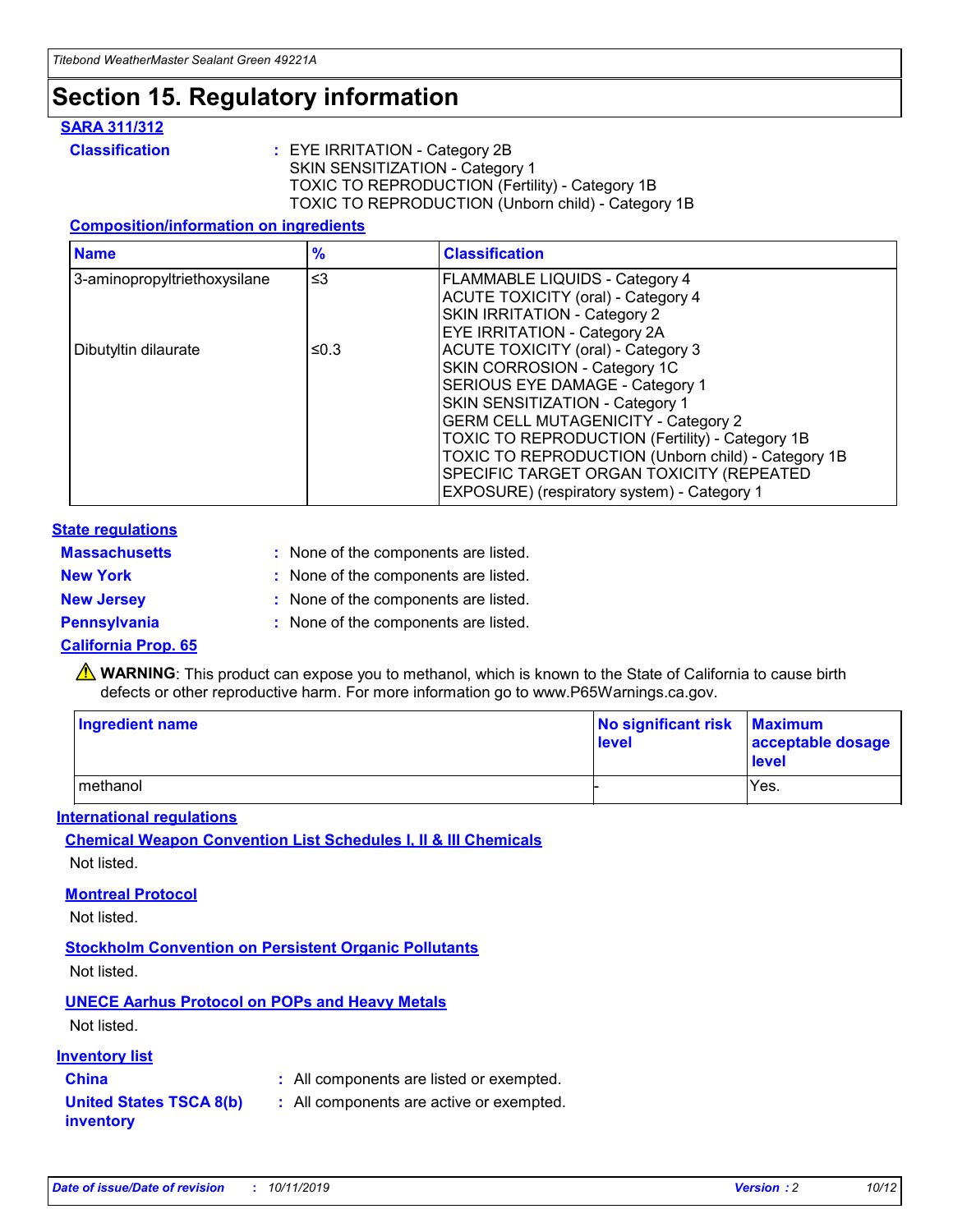# Section 15. Regulatory information

## SARA 311/312

**Classification** : EYE IRRITATION - Category 2B
SKIN SENSITIZATION - Category 1
TOXIC TO REPRODUCTION (Fertility) - Category 1B
TOXIC TO REPRODUCTION (Unborn child) - Category 1B

### Composition/information on ingredients

| Name | % | Classification |
| --- | --- | --- |
| 3-aminopropyltriethoxysilane | ≤3 | FLAMMABLE LIQUIDS - Category 4<br>ACUTE TOXICITY (oral) - Category 4<br>SKIN IRRITATION - Category 2<br>EYE IRRITATION - Category 2A |
| Dibutyltin dilaurate | ≤0.3 | ACUTE TOXICITY (oral) - Category 3<br>SKIN CORROSION - Category 1C<br>SERIOUS EYE DAMAGE - Category 1<br>SKIN SENSITIZATION - Category 1<br>GERM CELL MUTAGENICITY - Category 2<br>TOXIC TO REPRODUCTION (Fertility) - Category 1B<br>TOXIC TO REPRODUCTION (Unborn child) - Category 1B<br>SPECIFIC TARGET ORGAN TOXICITY (REPEATED EXPOSURE) (respiratory system) - Category 1 |

## State regulations

**Massachusetts** : None of the components are listed.

**New York** : None of the components are listed.

**New Jersey** : None of the components are listed.

**Pennsylvania** : None of the components are listed.

### California Prop. 65

⚠ **WARNING**: This product can expose you to methanol, which is known to the State of California to cause birth defects or other reproductive harm. For more information go to www.P65Warnings.ca.gov.

| Ingredient name | No significant risk level | Maximum acceptable dosage level |
| --- | --- | --- |
| methanol | - | Yes. |

## International regulations

### Chemical Weapon Convention List Schedules I, II & III Chemicals

Not listed.

### Montreal Protocol

Not listed.

### Stockholm Convention on Persistent Organic Pollutants

Not listed.

### UNECE Aarhus Protocol on POPs and Heavy Metals

Not listed.

## Inventory list

**China** : All components are listed or exempted.

**United States TSCA 8(b) inventory** : All components are active or exempted.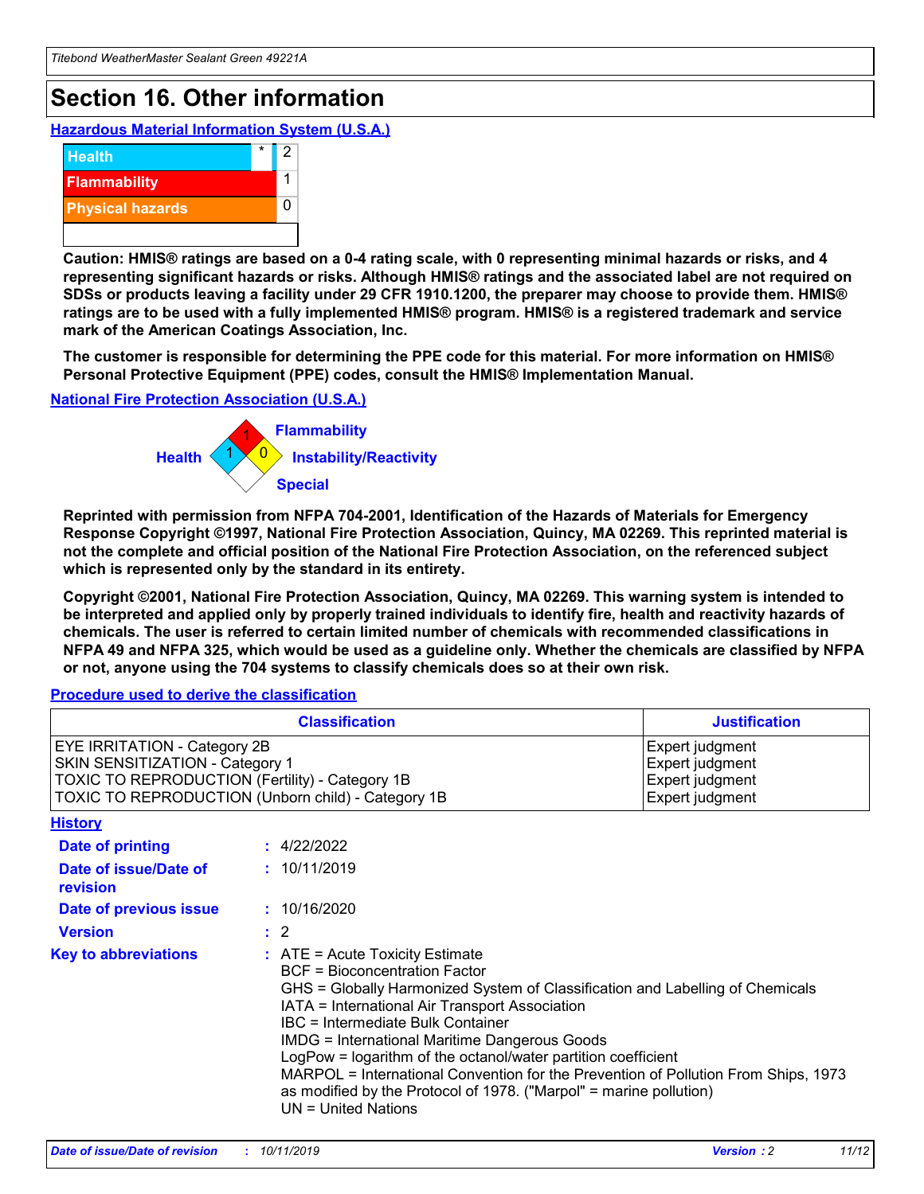# Section 16. Other information

**Hazardous Material Information System (U.S.A.)**

| | | |
|---|---|---|
| Health | * | 2 |
| Flammability | | 1 |
| Physical hazards | | 0 |
| | | |

**Caution: HMIS® ratings are based on a 0-4 rating scale, with 0 representing minimal hazards or risks, and 4 representing significant hazards or risks. Although HMIS® ratings and the associated label are not required on SDSs or products leaving a facility under 29 CFR 1910.1200, the preparer may choose to provide them. HMIS® ratings are to be used with a fully implemented HMIS® program. HMIS® is a registered trademark and service mark of the American Coatings Association, Inc.**

**The customer is responsible for determining the PPE code for this material. For more information on HMIS® Personal Protective Equipment (PPE) codes, consult the HMIS® Implementation Manual.**

**National Fire Protection Association (U.S.A.)**

Health: 1
Flammability: 1
Instability/Reactivity: 0
Special:

**Reprinted with permission from NFPA 704-2001, Identification of the Hazards of Materials for Emergency Response Copyright ©1997, National Fire Protection Association, Quincy, MA 02269. This reprinted material is not the complete and official position of the National Fire Protection Association, on the referenced subject which is represented only by the standard in its entirety.**

**Copyright ©2001, National Fire Protection Association, Quincy, MA 02269. This warning system is intended to be interpreted and applied only by properly trained individuals to identify fire, health and reactivity hazards of chemicals. The user is referred to certain limited number of chemicals with recommended classifications in NFPA 49 and NFPA 325, which would be used as a guideline only. Whether the chemicals are classified by NFPA or not, anyone using the 704 systems to classify chemicals does so at their own risk.**

**Procedure used to derive the classification**

| Classification | Justification |
|---|---|
| EYE IRRITATION - Category 2B | Expert judgment |
| SKIN SENSITIZATION - Category 1 | Expert judgment |
| TOXIC TO REPRODUCTION (Fertility) - Category 1B | Expert judgment |
| TOXIC TO REPRODUCTION (Unborn child) - Category 1B | Expert judgment |

**History**

**Date of printing** : 4/22/2022

**Date of issue/Date of revision** : 10/11/2019

**Date of previous issue** : 10/16/2020

**Version** : 2

**Key to abbreviations** : ATE = Acute Toxicity Estimate
BCF = Bioconcentration Factor
GHS = Globally Harmonized System of Classification and Labelling of Chemicals
IATA = International Air Transport Association
IBC = Intermediate Bulk Container
IMDG = International Maritime Dangerous Goods
LogPow = logarithm of the octanol/water partition coefficient
MARPOL = International Convention for the Prevention of Pollution From Ships, 1973 as modified by the Protocol of 1978. ("Marpol" = marine pollution)
UN = United Nations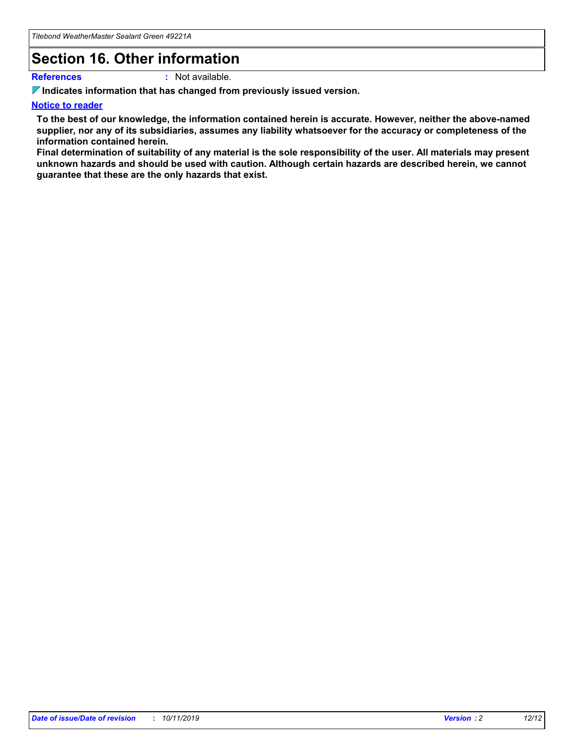# Section 16. Other information

**References** : Not available.

**Indicates information that has changed from previously issued version.**

**Notice to reader**

**To the best of our knowledge, the information contained herein is accurate. However, neither the above-named supplier, nor any of its subsidiaries, assumes any liability whatsoever for the accuracy or completeness of the information contained herein.**

**Final determination of suitability of any material is the sole responsibility of the user. All materials may present unknown hazards and should be used with caution. Although certain hazards are described herein, we cannot guarantee that these are the only hazards that exist.**